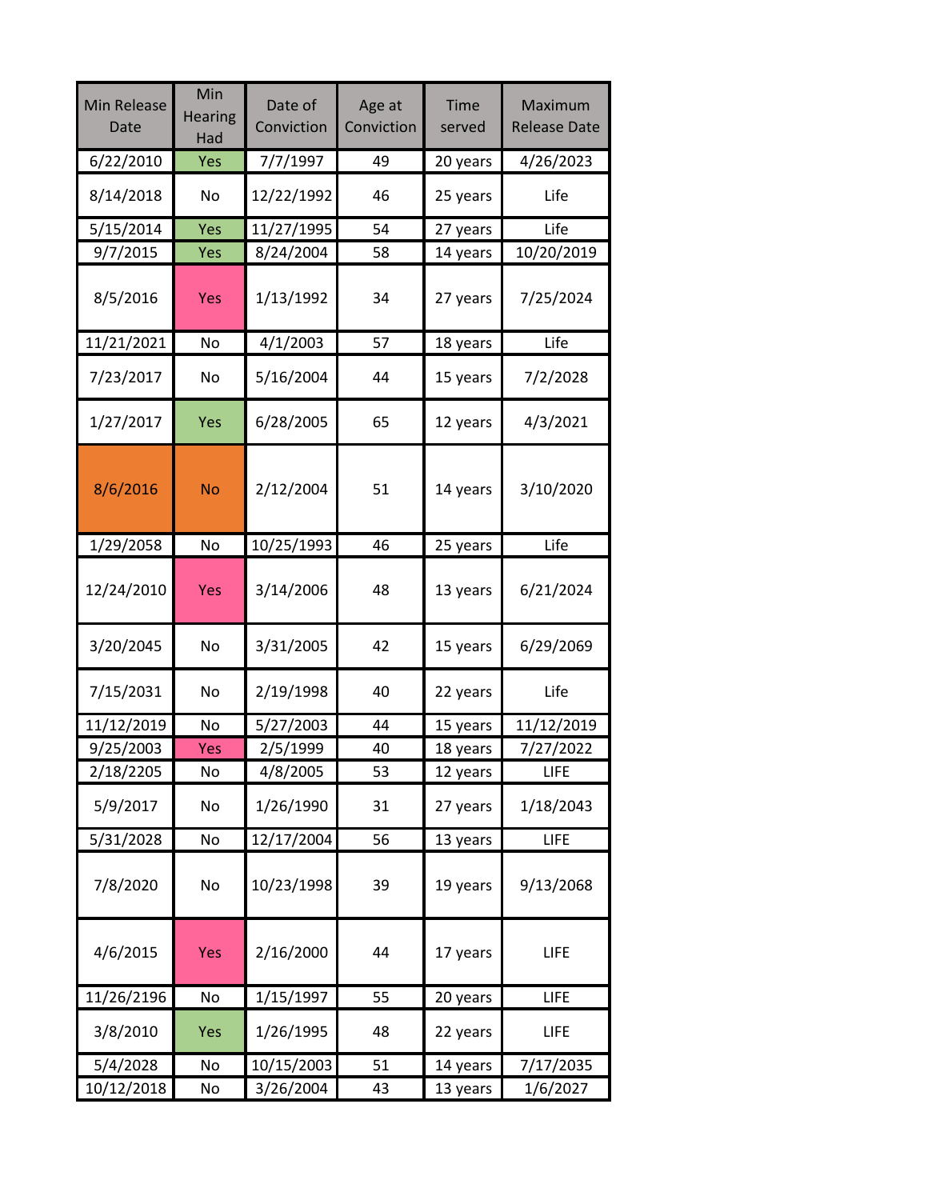| Min Release Date | Min Hearing Had | Date of Conviction | Age at Conviction | Time served | Maximum Release Date |
|---|---|---|---|---|---|
| 6/22/2010 | Yes | 7/7/1997 | 49 | 20 years | 4/26/2023 |
| 8/14/2018 | No | 12/22/1992 | 46 | 25 years | Life |
| 5/15/2014 | Yes | 11/27/1995 | 54 | 27 years | Life |
| 9/7/2015 | Yes | 8/24/2004 | 58 | 14 years | 10/20/2019 |
| 8/5/2016 | Yes | 1/13/1992 | 34 | 27 years | 7/25/2024 |
| 11/21/2021 | No | 4/1/2003 | 57 | 18 years | Life |
| 7/23/2017 | No | 5/16/2004 | 44 | 15 years | 7/2/2028 |
| 1/27/2017 | Yes | 6/28/2005 | 65 | 12 years | 4/3/2021 |
| 8/6/2016 | No | 2/12/2004 | 51 | 14 years | 3/10/2020 |
| 1/29/2058 | No | 10/25/1993 | 46 | 25 years | Life |
| 12/24/2010 | Yes | 3/14/2006 | 48 | 13 years | 6/21/2024 |
| 3/20/2045 | No | 3/31/2005 | 42 | 15 years | 6/29/2069 |
| 7/15/2031 | No | 2/19/1998 | 40 | 22 years | Life |
| 11/12/2019 | No | 5/27/2003 | 44 | 15 years | 11/12/2019 |
| 9/25/2003 | Yes | 2/5/1999 | 40 | 18 years | 7/27/2022 |
| 2/18/2205 | No | 4/8/2005 | 53 | 12 years | LIFE |
| 5/9/2017 | No | 1/26/1990 | 31 | 27 years | 1/18/2043 |
| 5/31/2028 | No | 12/17/2004 | 56 | 13 years | LIFE |
| 7/8/2020 | No | 10/23/1998 | 39 | 19 years | 9/13/2068 |
| 4/6/2015 | Yes | 2/16/2000 | 44 | 17 years | LIFE |
| 11/26/2196 | No | 1/15/1997 | 55 | 20 years | LIFE |
| 3/8/2010 | Yes | 1/26/1995 | 48 | 22 years | LIFE |
| 5/4/2028 | No | 10/15/2003 | 51 | 14 years | 7/17/2035 |
| 10/12/2018 | No | 3/26/2004 | 43 | 13 years | 1/6/2027 |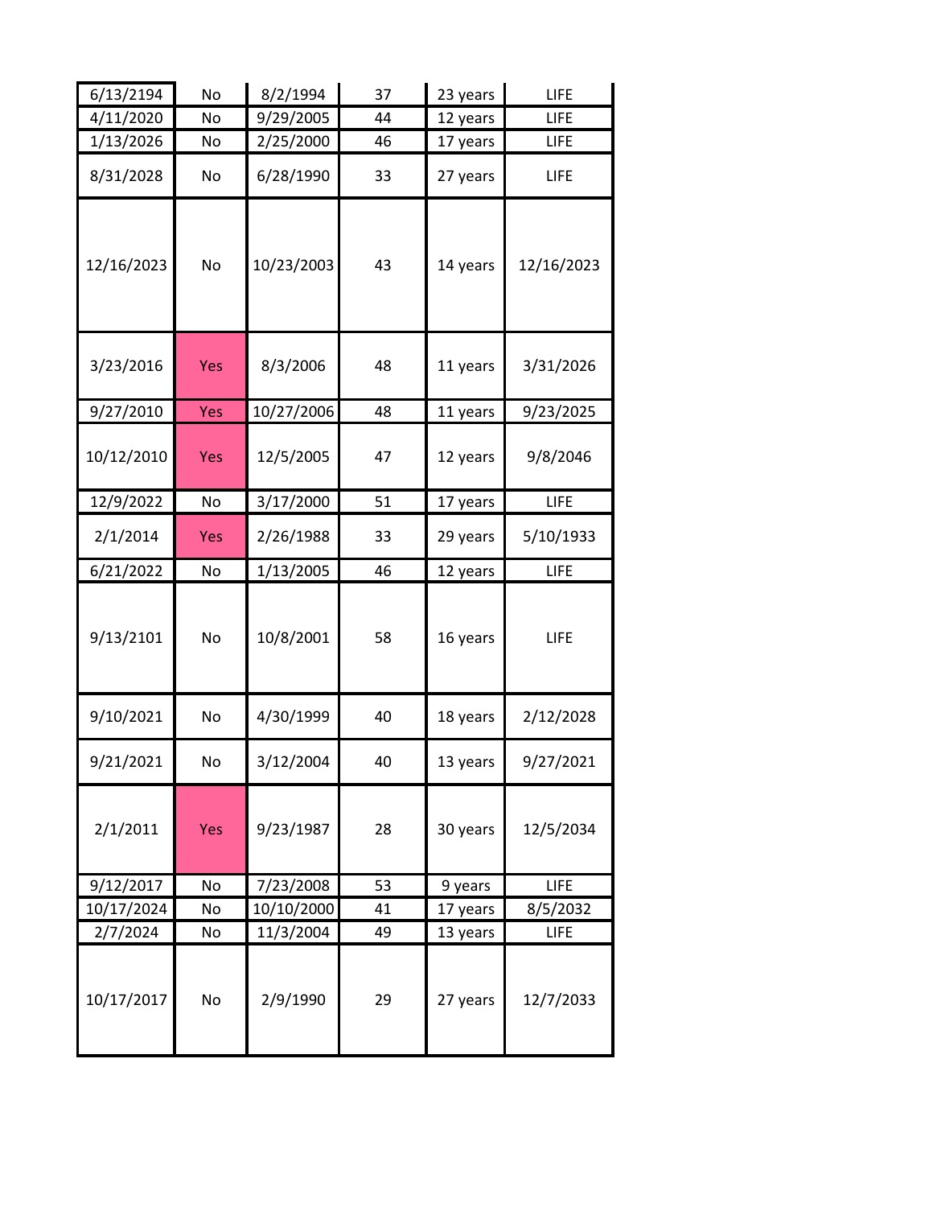| | | | | | |
|---|---|---|---|---|---|
| 6/13/2194 | No | 8/2/1994 | 37 | 23 years | LIFE |
| 4/11/2020 | No | 9/29/2005 | 44 | 12 years | LIFE |
| 1/13/2026 | No | 2/25/2000 | 46 | 17 years | LIFE |
| 8/31/2028 | No | 6/28/1990 | 33 | 27 years | LIFE |
| 12/16/2023 | No | 10/23/2003 | 43 | 14 years | 12/16/2023 |
| 3/23/2016 | Yes | 8/3/2006 | 48 | 11 years | 3/31/2026 |
| 9/27/2010 | Yes | 10/27/2006 | 48 | 11 years | 9/23/2025 |
| 10/12/2010 | Yes | 12/5/2005 | 47 | 12 years | 9/8/2046 |
| 12/9/2022 | No | 3/17/2000 | 51 | 17 years | LIFE |
| 2/1/2014 | Yes | 2/26/1988 | 33 | 29 years | 5/10/1933 |
| 6/21/2022 | No | 1/13/2005 | 46 | 12 years | LIFE |
| 9/13/2101 | No | 10/8/2001 | 58 | 16 years | LIFE |
| 9/10/2021 | No | 4/30/1999 | 40 | 18 years | 2/12/2028 |
| 9/21/2021 | No | 3/12/2004 | 40 | 13 years | 9/27/2021 |
| 2/1/2011 | Yes | 9/23/1987 | 28 | 30 years | 12/5/2034 |
| 9/12/2017 | No | 7/23/2008 | 53 | 9 years | LIFE |
| 10/17/2024 | No | 10/10/2000 | 41 | 17 years | 8/5/2032 |
| 2/7/2024 | No | 11/3/2004 | 49 | 13 years | LIFE |
| 10/17/2017 | No | 2/9/1990 | 29 | 27 years | 12/7/2033 |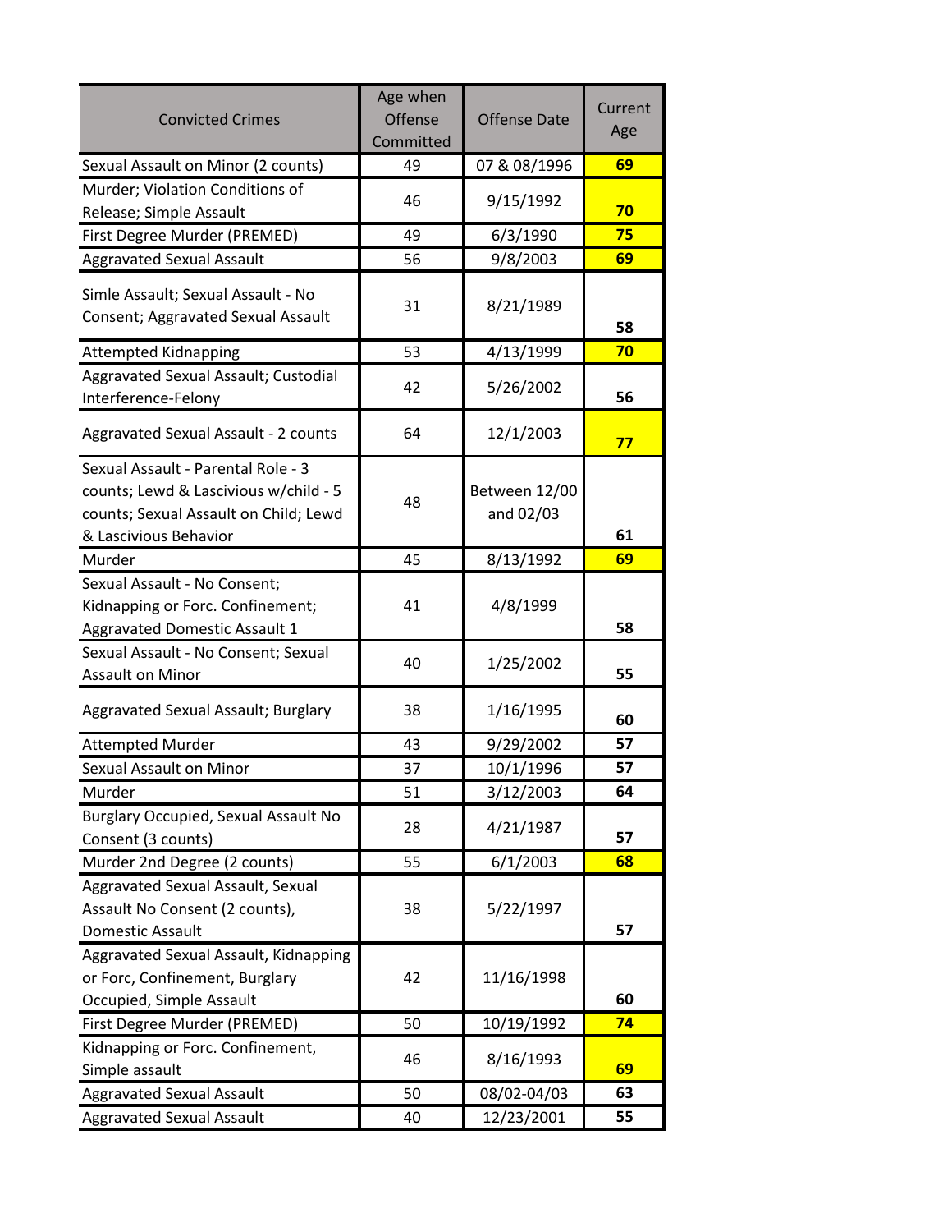| Convicted Crimes | Age when Offense Committed | Offense Date | Current Age |
|---|---|---|---|
| Sexual Assault on Minor (2 counts) | 49 | 07 & 08/1996 | **69** |
| Murder; Violation Conditions of Release; Simple Assault | 46 | 9/15/1992 | **70** |
| First Degree Murder (PREMED) | 49 | 6/3/1990 | **75** |
| Aggravated Sexual Assault | 56 | 9/8/2003 | **69** |
| Simle Assault; Sexual Assault - No Consent; Aggravated Sexual Assault | 31 | 8/21/1989 | **58** |
| Attempted Kidnapping | 53 | 4/13/1999 | **70** |
| Aggravated Sexual Assault; Custodial Interference-Felony | 42 | 5/26/2002 | **56** |
| Aggravated Sexual Assault - 2 counts | 64 | 12/1/2003 | **77** |
| Sexual Assault - Parental Role - 3 counts; Lewd & Lascivious w/child - 5 counts; Sexual Assault on Child; Lewd & Lascivious Behavior | 48 | Between 12/00 and 02/03 | **61** |
| Murder | 45 | 8/13/1992 | **69** |
| Sexual Assault - No Consent; Kidnapping or Forc. Confinement; Aggravated Domestic Assault 1 | 41 | 4/8/1999 | **58** |
| Sexual Assault - No Consent; Sexual Assault on Minor | 40 | 1/25/2002 | **55** |
| Aggravated Sexual Assault; Burglary | 38 | 1/16/1995 | **60** |
| Attempted Murder | 43 | 9/29/2002 | **57** |
| Sexual Assault on Minor | 37 | 10/1/1996 | **57** |
| Murder | 51 | 3/12/2003 | **64** |
| Burglary Occupied, Sexual Assault No Consent (3 counts) | 28 | 4/21/1987 | **57** |
| Murder 2nd Degree (2 counts) | 55 | 6/1/2003 | **68** |
| Aggravated Sexual Assault, Sexual Assault No Consent (2 counts), Domestic Assault | 38 | 5/22/1997 | **57** |
| Aggravated Sexual Assault, Kidnapping or Forc, Confinement, Burglary Occupied, Simple Assault | 42 | 11/16/1998 | **60** |
| First Degree Murder (PREMED) | 50 | 10/19/1992 | **74** |
| Kidnapping or Forc. Confinement, Simple assault | 46 | 8/16/1993 | **69** |
| Aggravated Sexual Assault | 50 | 08/02-04/03 | **63** |
| Aggravated Sexual Assault | 40 | 12/23/2001 | **55** |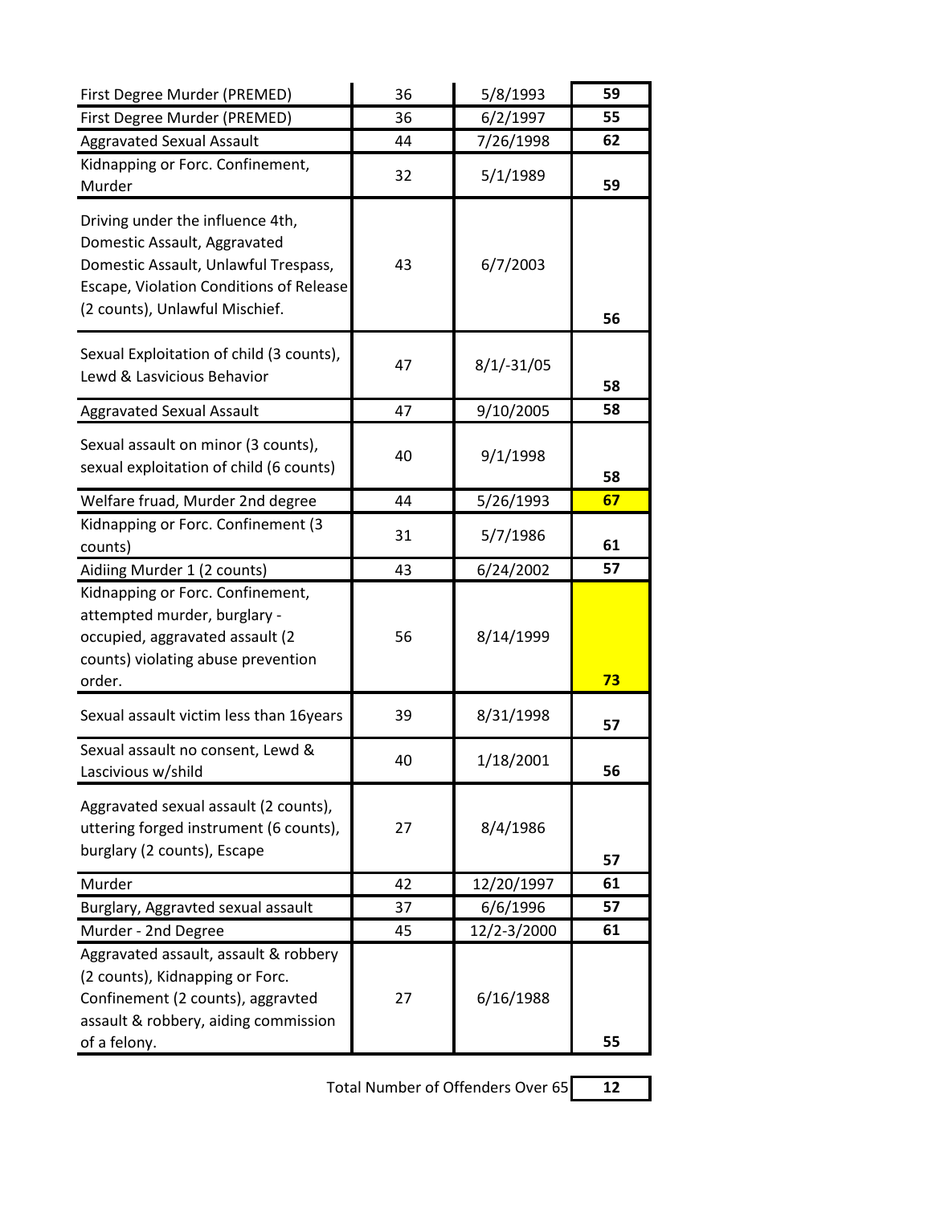| | | | |
|---|---|---|---|
| First Degree Murder (PREMED) | 36 | 5/8/1993 | **59** |
| First Degree Murder (PREMED) | 36 | 6/2/1997 | **55** |
| Aggravated Sexual Assault | 44 | 7/26/1998 | **62** |
| Kidnapping or Forc. Confinement, Murder | 32 | 5/1/1989 | **59** |
| Driving under the influence 4th, Domestic Assault, Aggravated Domestic Assault, Unlawful Trespass, Escape, Violation Conditions of Release (2 counts), Unlawful Mischief. | 43 | 6/7/2003 | **56** |
| Sexual Exploitation of child (3 counts), Lewd & Lasvicious Behavior | 47 | 8/1/-31/05 | **58** |
| Aggravated Sexual Assault | 47 | 9/10/2005 | **58** |
| Sexual assault on minor (3 counts), sexual exploitation of child (6 counts) | 40 | 9/1/1998 | **58** |
| Welfare fruad, Murder 2nd degree | 44 | 5/26/1993 | **67** |
| Kidnapping or Forc. Confinement (3 counts) | 31 | 5/7/1986 | **61** |
| Aidiing Murder 1 (2 counts) | 43 | 6/24/2002 | **57** |
| Kidnapping or Forc. Confinement, attempted murder, burglary - occupied, aggravated assault (2 counts) violating abuse prevention order. | 56 | 8/14/1999 | **73** |
| Sexual assault victim less than 16years | 39 | 8/31/1998 | **57** |
| Sexual assault no consent, Lewd & Lascivious w/shild | 40 | 1/18/2001 | **56** |
| Aggravated sexual assault (2 counts), uttering forged instrument (6 counts), burglary (2 counts), Escape | 27 | 8/4/1986 | **57** |
| Murder | 42 | 12/20/1997 | **61** |
| Burglary, Aggravted sexual assault | 37 | 6/6/1996 | **57** |
| Murder - 2nd Degree | 45 | 12/2-3/2000 | **61** |
| Aggravated assault, assault & robbery (2 counts), Kidnapping or Forc. Confinement (2 counts), aggravted assault & robbery, aiding commission of a felony. | 27 | 6/16/1988 | **55** |

Total Number of Offenders Over 65 **12**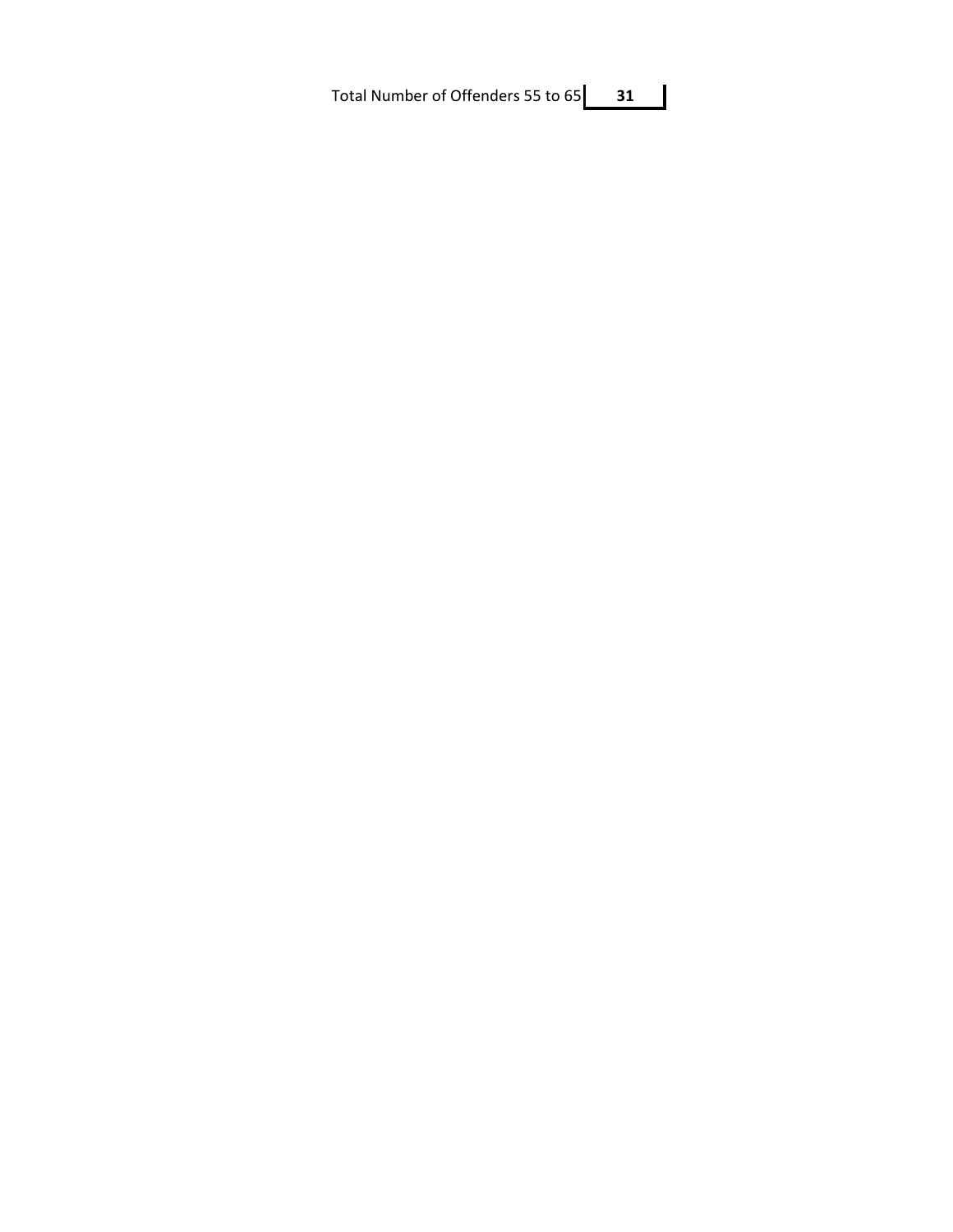Total Number of Offenders 55 to 65 **31**